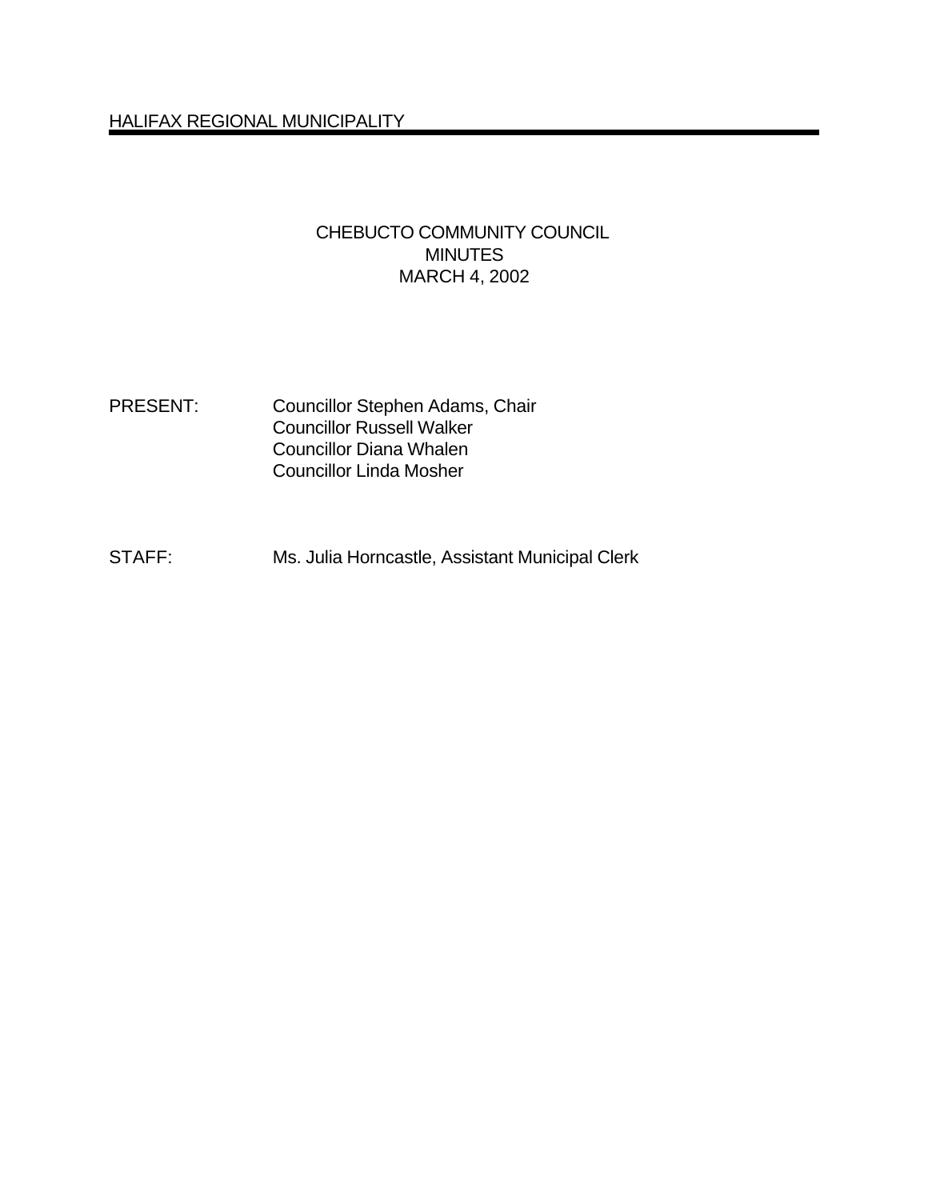HALIFAX REGIONAL MUNICIPALITY

# CHEBUCTO COMMUNITY COUNCIL
## MINUTES
## MARCH 4, 2002

PRESENT: Councillor Stephen Adams, Chair
Councillor Russell Walker
Councillor Diana Whalen
Councillor Linda Mosher

STAFF: Ms. Julia Horncastle, Assistant Municipal Clerk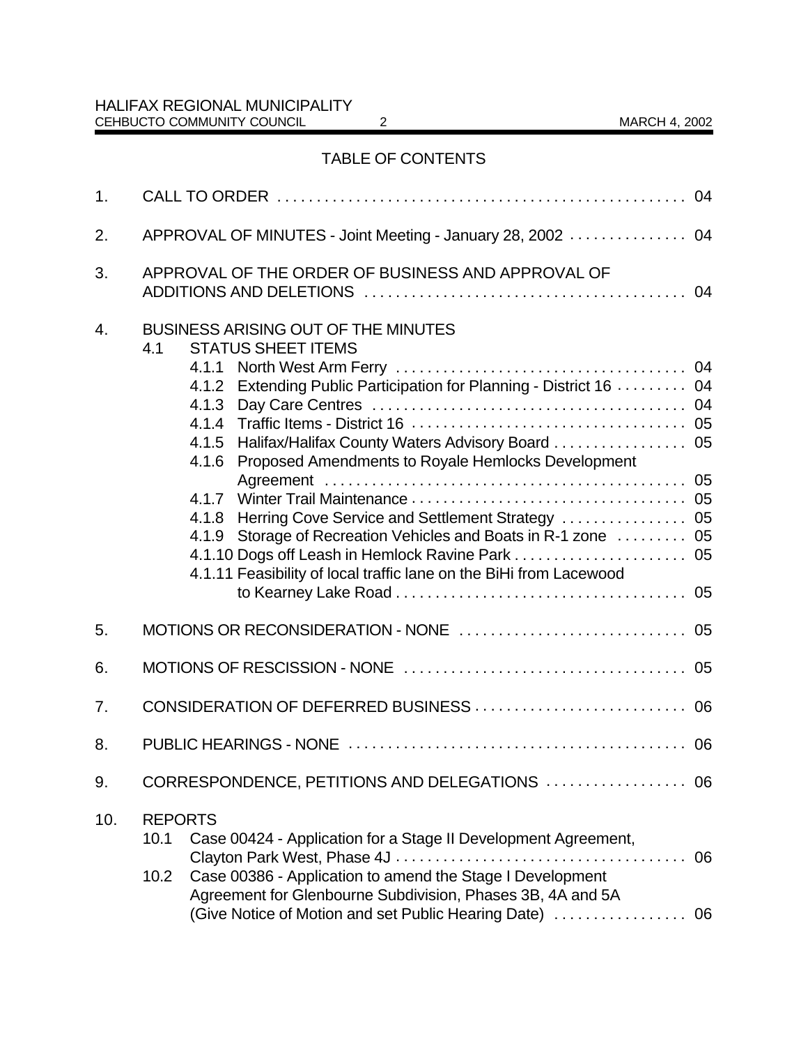## TABLE OF CONTENTS

1. CALL TO ORDER . . . . . . . . . . . . . . . . . . . . . . . . . . . . . . . . . . . . . . . . . . . . . . . . . . . 04

2. APPROVAL OF MINUTES - Joint Meeting - January 28, 2002 . . . . . . . . . . . . . . . 04

3. APPROVAL OF THE ORDER OF BUSINESS AND APPROVAL OF ADDITIONS AND DELETIONS . . . . . . . . . . . . . . . . . . . . . . . . . . . . . . . . . . . . . . . . 04

4. BUSINESS ARISING OUT OF THE MINUTES
   - 4.1 STATUS SHEET ITEMS
     - 4.1.1 North West Arm Ferry . . . . . . . . . . . . . . . . . . . . . . . . . . . . . . . . . . . . . 04
     - 4.1.2 Extending Public Participation for Planning - District 16 . . . . . . . . . 04
     - 4.1.3 Day Care Centres . . . . . . . . . . . . . . . . . . . . . . . . . . . . . . . . . . . . . . . 04
     - 4.1.4 Traffic Items - District 16 . . . . . . . . . . . . . . . . . . . . . . . . . . . . . . . . . . 05
     - 4.1.5 Halifax/Halifax County Waters Advisory Board . . . . . . . . . . . . . . . . . 05
     - 4.1.6 Proposed Amendments to Royale Hemlocks Development Agreement . . . . . . . . . . . . . . . . . . . . . . . . . . . . . . . . . . . . . . . . . . . . . 05
     - 4.1.7 Winter Trail Maintenance . . . . . . . . . . . . . . . . . . . . . . . . . . . . . . . . . . 05
     - 4.1.8 Herring Cove Service and Settlement Strategy . . . . . . . . . . . . . . . . 05
     - 4.1.9 Storage of Recreation Vehicles and Boats in R-1 zone . . . . . . . . . 05
     - 4.1.10 Dogs off Leash in Hemlock Ravine Park . . . . . . . . . . . . . . . . . . . . . . 05
     - 4.1.11 Feasibility of local traffic lane on the BiHi from Lacewood to Kearney Lake Road . . . . . . . . . . . . . . . . . . . . . . . . . . . . . . . . . . . . 05

5. MOTIONS OR RECONSIDERATION - NONE . . . . . . . . . . . . . . . . . . . . . . . . . . . . . 05

6. MOTIONS OF RESCISSION - NONE . . . . . . . . . . . . . . . . . . . . . . . . . . . . . . . . . . . 05

7. CONSIDERATION OF DEFERRED BUSINESS . . . . . . . . . . . . . . . . . . . . . . . . . . . 06

8. PUBLIC HEARINGS - NONE . . . . . . . . . . . . . . . . . . . . . . . . . . . . . . . . . . . . . . . . . . 06

9. CORRESPONDENCE, PETITIONS AND DELEGATIONS . . . . . . . . . . . . . . . . . . 06

10. REPORTS
    - 10.1 Case 00424 - Application for a Stage II Development Agreement, Clayton Park West, Phase 4J . . . . . . . . . . . . . . . . . . . . . . . . . . . . . . . . . . . . 06
    - 10.2 Case 00386 - Application to amend the Stage I Development Agreement for Glenbourne Subdivision, Phases 3B, 4A and 5A (Give Notice of Motion and set Public Hearing Date) . . . . . . . . . . . . . . . . . 06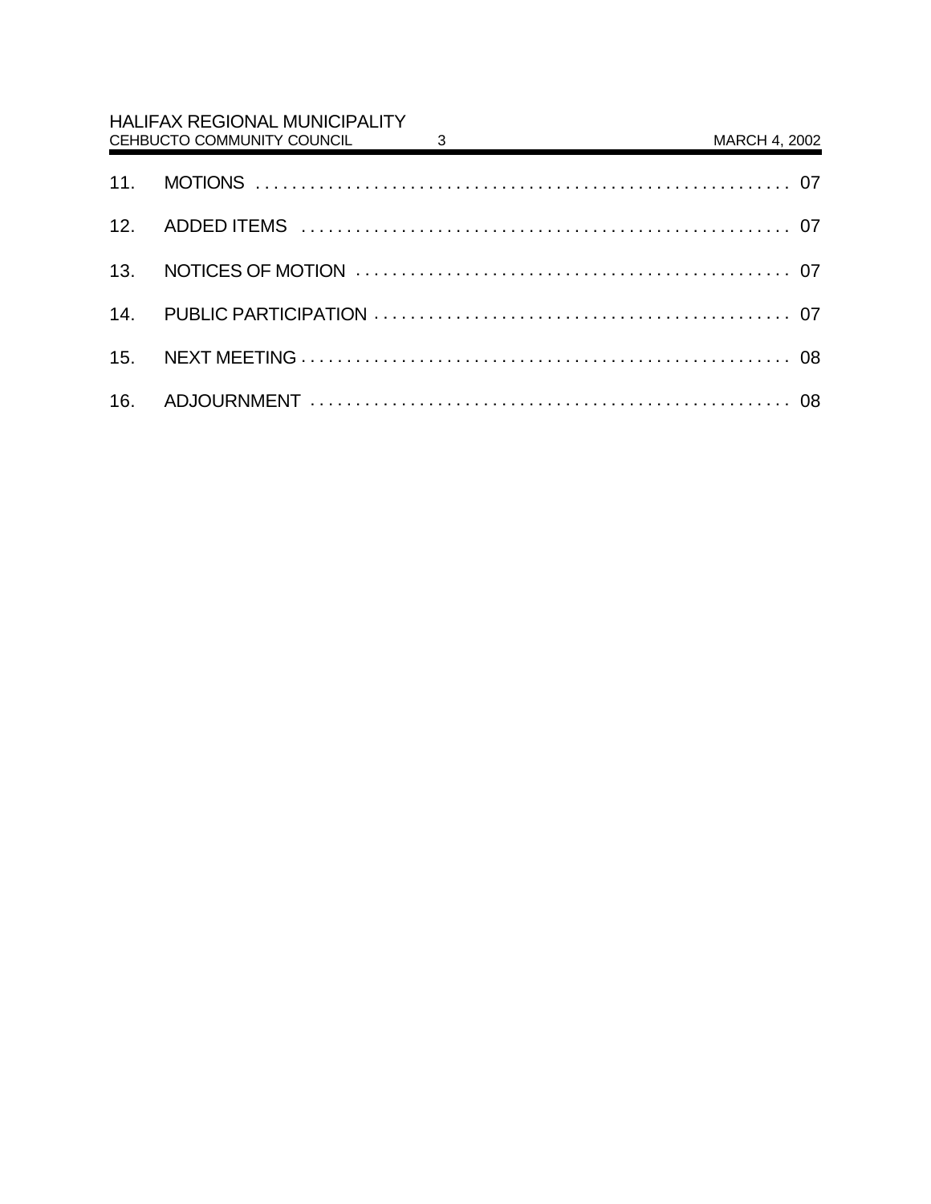11. MOTIONS . . . . . . . . . . . . . . . . . . . . . . . . . . . . . . . . . . . . . . . . . . . . . . . . . . . . . . . . . . . 07

12. ADDED ITEMS . . . . . . . . . . . . . . . . . . . . . . . . . . . . . . . . . . . . . . . . . . . . . . . . . . . . . . 07

13. NOTICES OF MOTION . . . . . . . . . . . . . . . . . . . . . . . . . . . . . . . . . . . . . . . . . . . . . . . 07

14. PUBLIC PARTICIPATION . . . . . . . . . . . . . . . . . . . . . . . . . . . . . . . . . . . . . . . . . . . . . 07

15. NEXT MEETING . . . . . . . . . . . . . . . . . . . . . . . . . . . . . . . . . . . . . . . . . . . . . . . . . . . . . 08

16. ADJOURNMENT . . . . . . . . . . . . . . . . . . . . . . . . . . . . . . . . . . . . . . . . . . . . . . . . . . . . 08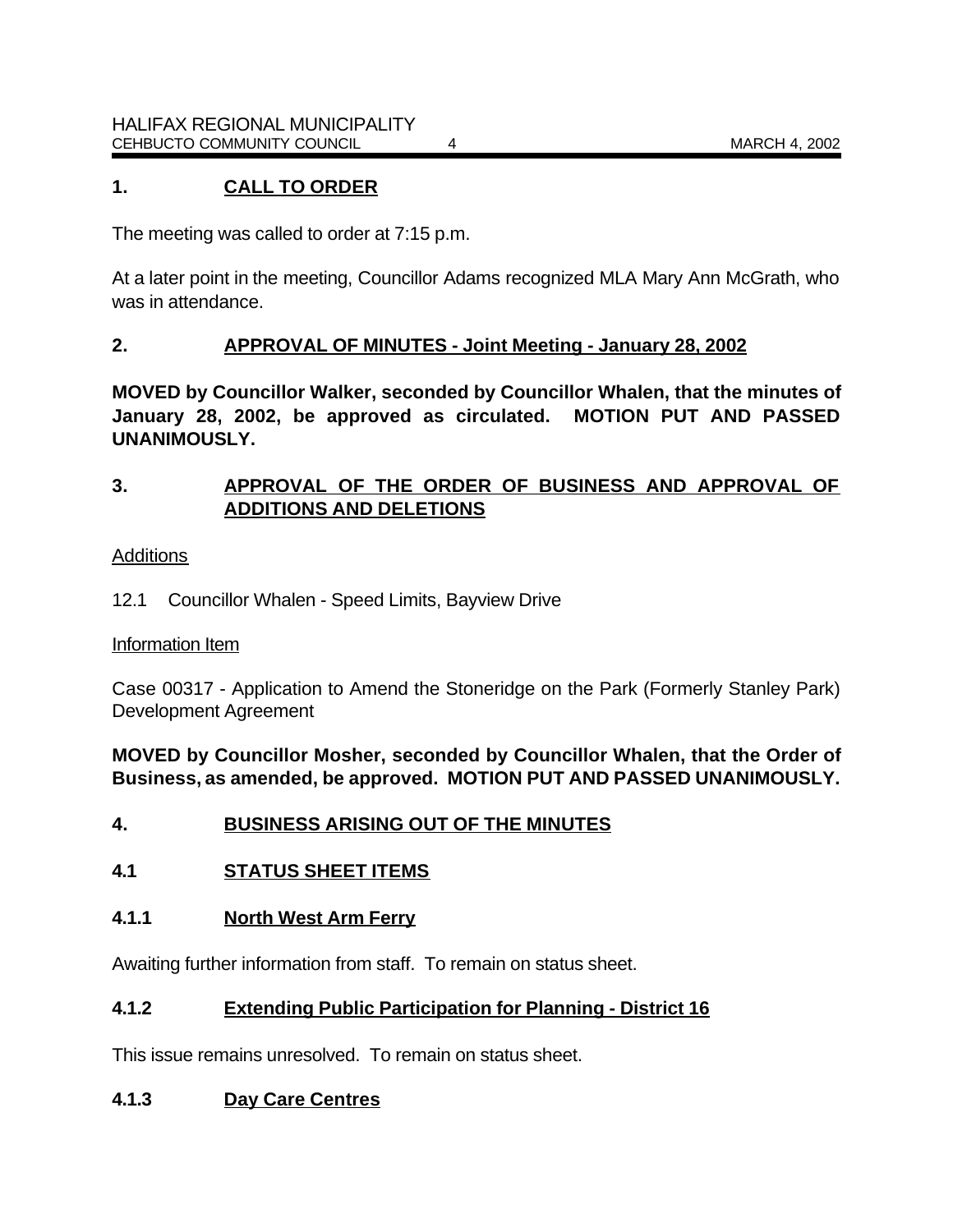## 1. CALL TO ORDER

The meeting was called to order at 7:15 p.m.

At a later point in the meeting, Councillor Adams recognized MLA Mary Ann McGrath, who was in attendance.

## 2. APPROVAL OF MINUTES - Joint Meeting - January 28, 2002

**MOVED by Councillor Walker, seconded by Councillor Whalen, that the minutes of January 28, 2002, be approved as circulated. MOTION PUT AND PASSED UNANIMOUSLY.**

## 3. APPROVAL OF THE ORDER OF BUSINESS AND APPROVAL OF ADDITIONS AND DELETIONS

Additions

12.1 Councillor Whalen - Speed Limits, Bayview Drive

Information Item

Case 00317 - Application to Amend the Stoneridge on the Park (Formerly Stanley Park) Development Agreement

**MOVED by Councillor Mosher, seconded by Councillor Whalen, that the Order of Business, as amended, be approved. MOTION PUT AND PASSED UNANIMOUSLY.**

## 4. BUSINESS ARISING OUT OF THE MINUTES

### 4.1 STATUS SHEET ITEMS

### 4.1.1 North West Arm Ferry

Awaiting further information from staff. To remain on status sheet.

### 4.1.2 Extending Public Participation for Planning - District 16

This issue remains unresolved. To remain on status sheet.

### 4.1.3 Day Care Centres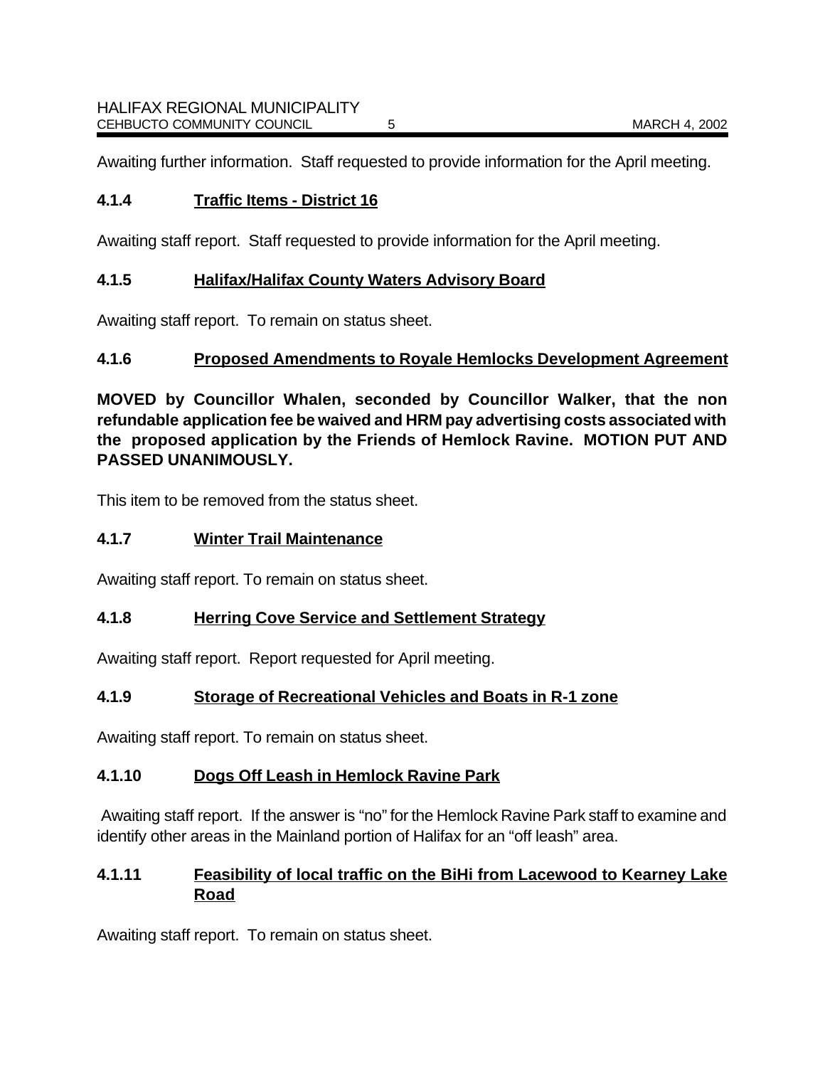Awaiting further information. Staff requested to provide information for the April meeting.

### 4.1.4 Traffic Items - District 16

Awaiting staff report. Staff requested to provide information for the April meeting.

### 4.1.5 Halifax/Halifax County Waters Advisory Board

Awaiting staff report. To remain on status sheet.

### 4.1.6 Proposed Amendments to Royale Hemlocks Development Agreement

**MOVED by Councillor Whalen, seconded by Councillor Walker, that the non refundable application fee be waived and HRM pay advertising costs associated with the proposed application by the Friends of Hemlock Ravine. MOTION PUT AND PASSED UNANIMOUSLY.**

This item to be removed from the status sheet.

### 4.1.7 Winter Trail Maintenance

Awaiting staff report. To remain on status sheet.

### 4.1.8 Herring Cove Service and Settlement Strategy

Awaiting staff report. Report requested for April meeting.

### 4.1.9 Storage of Recreational Vehicles and Boats in R-1 zone

Awaiting staff report. To remain on status sheet.

### 4.1.10 Dogs Off Leash in Hemlock Ravine Park

Awaiting staff report. If the answer is "no" for the Hemlock Ravine Park staff to examine and identify other areas in the Mainland portion of Halifax for an "off leash" area.

### 4.1.11 Feasibility of local traffic on the BiHi from Lacewood to Kearney Lake Road

Awaiting staff report. To remain on status sheet.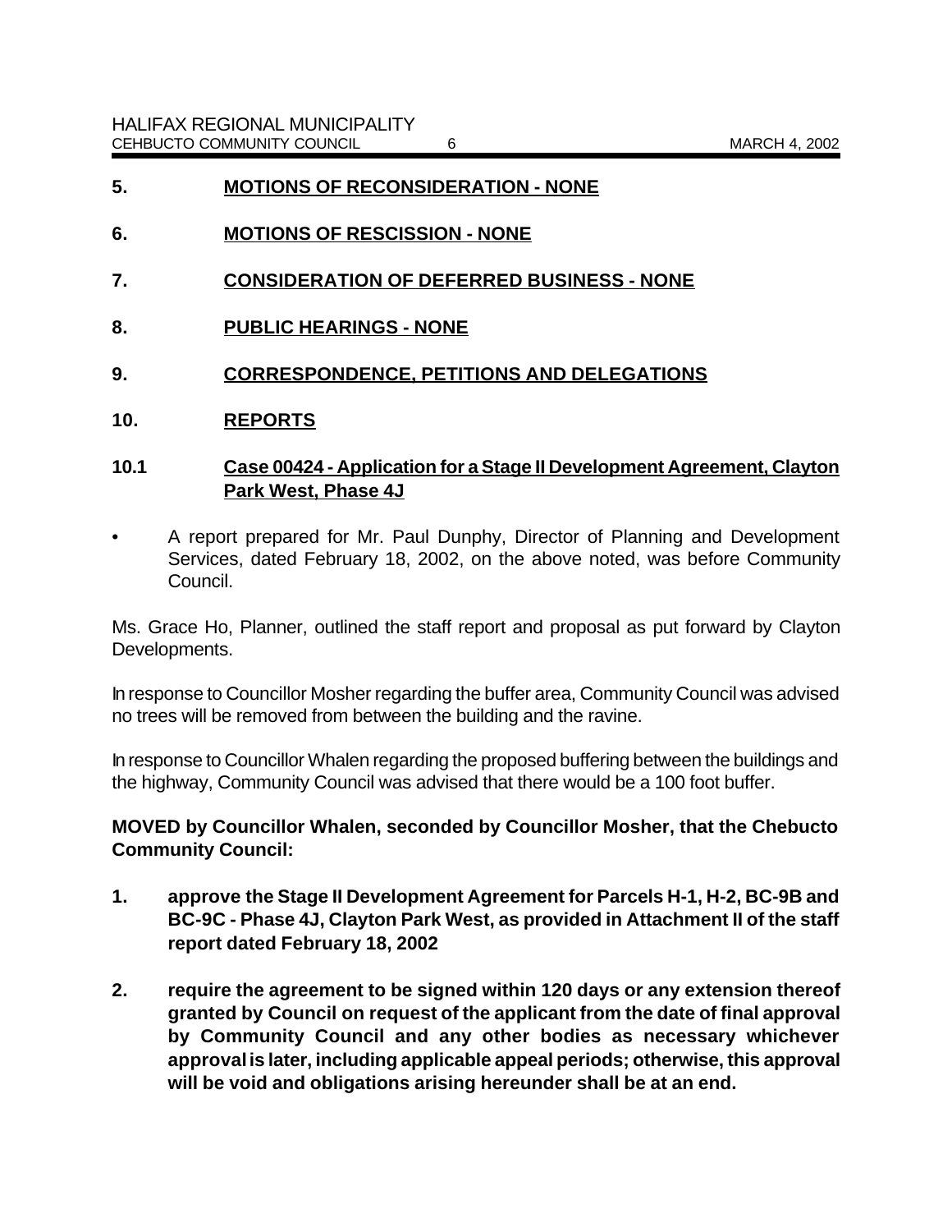## 5. MOTIONS OF RECONSIDERATION - NONE

## 6. MOTIONS OF RESCISSION - NONE

## 7. CONSIDERATION OF DEFERRED BUSINESS - NONE

## 8. PUBLIC HEARINGS - NONE

## 9. CORRESPONDENCE, PETITIONS AND DELEGATIONS

## 10. REPORTS

### 10.1 Case 00424 - Application for a Stage II Development Agreement, Clayton Park West, Phase 4J

- A report prepared for Mr. Paul Dunphy, Director of Planning and Development Services, dated February 18, 2002, on the above noted, was before Community Council.

Ms. Grace Ho, Planner, outlined the staff report and proposal as put forward by Clayton Developments.

In response to Councillor Mosher regarding the buffer area, Community Council was advised no trees will be removed from between the building and the ravine.

In response to Councillor Whalen regarding the proposed buffering between the buildings and the highway, Community Council was advised that there would be a 100 foot buffer.

**MOVED by Councillor Whalen, seconded by Councillor Mosher, that the Chebucto Community Council:**

1. **approve the Stage II Development Agreement for Parcels H-1, H-2, BC-9B and BC-9C - Phase 4J, Clayton Park West, as provided in Attachment II of the staff report dated February 18, 2002**

2. **require the agreement to be signed within 120 days or any extension thereof granted by Council on request of the applicant from the date of final approval by Community Council and any other bodies as necessary whichever approval is later, including applicable appeal periods; otherwise, this approval will be void and obligations arising hereunder shall be at an end.**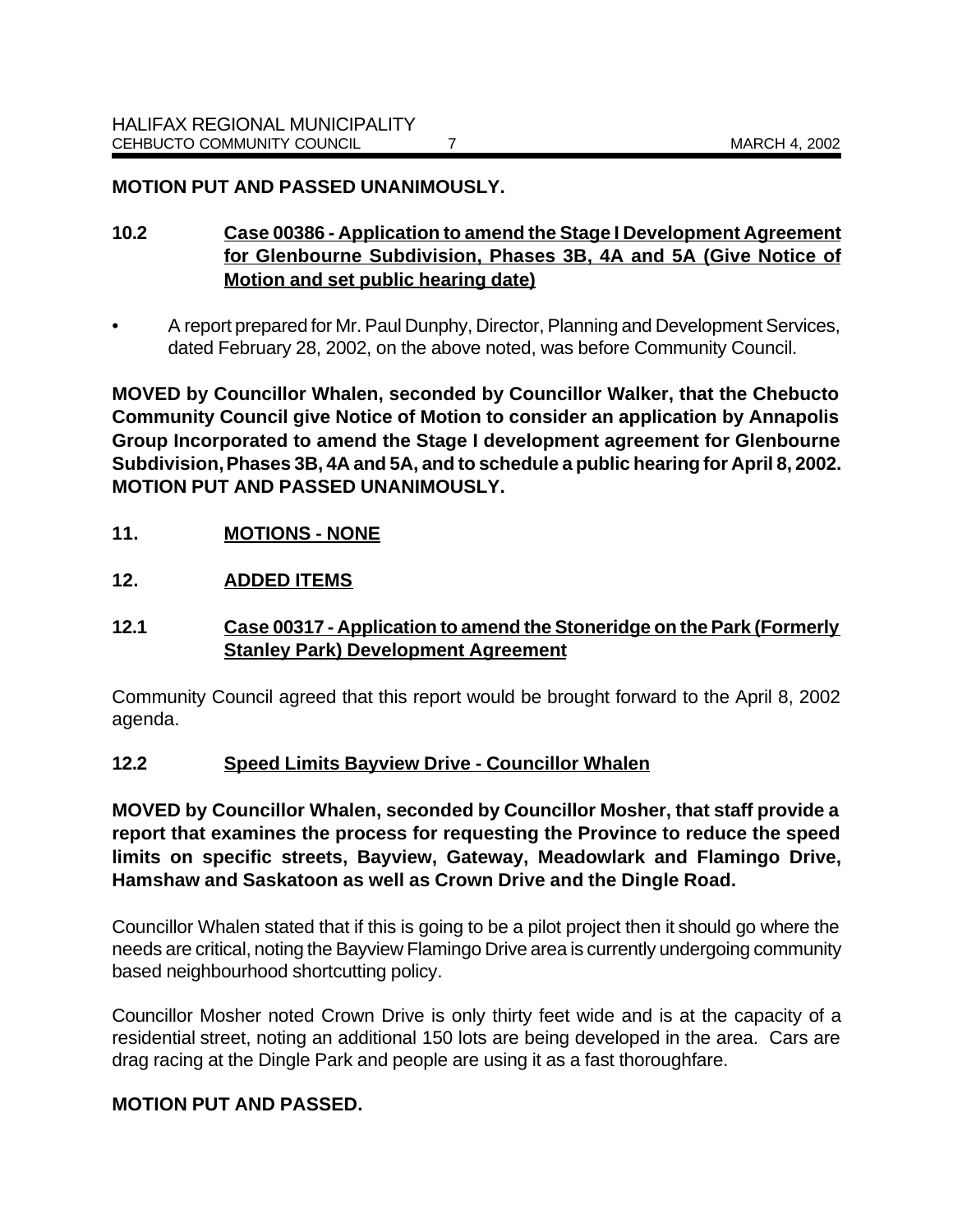**MOTION PUT AND PASSED UNANIMOUSLY.**

## 10.2 Case 00386 - Application to amend the Stage I Development Agreement for Glenbourne Subdivision, Phases 3B, 4A and 5A (Give Notice of Motion and set public hearing date)

- A report prepared for Mr. Paul Dunphy, Director, Planning and Development Services, dated February 28, 2002, on the above noted, was before Community Council.

**MOVED by Councillor Whalen, seconded by Councillor Walker, that the Chebucto Community Council give Notice of Motion to consider an application by Annapolis Group Incorporated to amend the Stage I development agreement for Glenbourne Subdivision, Phases 3B, 4A and 5A, and to schedule a public hearing for April 8, 2002. MOTION PUT AND PASSED UNANIMOUSLY.**

## 11. MOTIONS - NONE

## 12. ADDED ITEMS

## 12.1 Case 00317 - Application to amend the Stoneridge on the Park (Formerly Stanley Park) Development Agreement

Community Council agreed that this report would be brought forward to the April 8, 2002 agenda.

## 12.2 Speed Limits Bayview Drive - Councillor Whalen

**MOVED by Councillor Whalen, seconded by Councillor Mosher, that staff provide a report that examines the process for requesting the Province to reduce the speed limits on specific streets, Bayview, Gateway, Meadowlark and Flamingo Drive, Hamshaw and Saskatoon as well as Crown Drive and the Dingle Road.**

Councillor Whalen stated that if this is going to be a pilot project then it should go where the needs are critical, noting the Bayview Flamingo Drive area is currently undergoing community based neighbourhood shortcutting policy.

Councillor Mosher noted Crown Drive is only thirty feet wide and is at the capacity of a residential street, noting an additional 150 lots are being developed in the area. Cars are drag racing at the Dingle Park and people are using it as a fast thoroughfare.

**MOTION PUT AND PASSED.**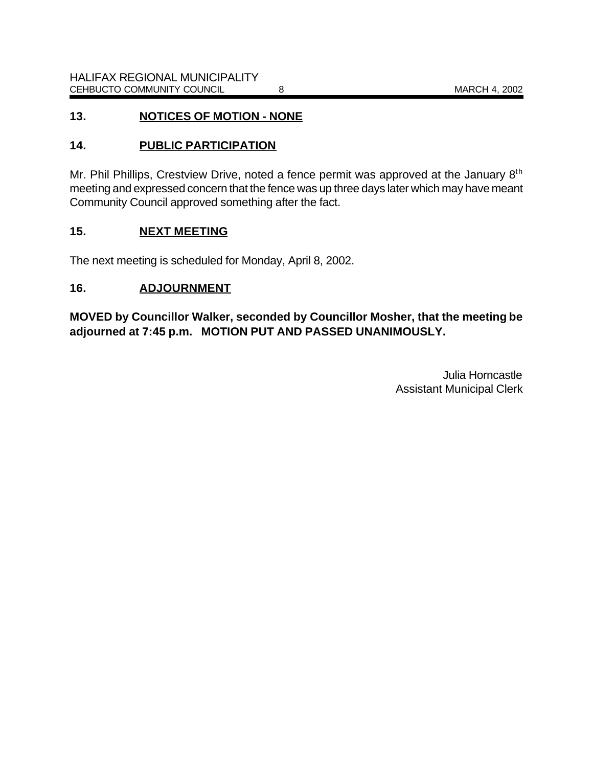## 13. NOTICES OF MOTION - NONE

## 14. PUBLIC PARTICIPATION

Mr. Phil Phillips, Crestview Drive, noted a fence permit was approved at the January 8th meeting and expressed concern that the fence was up three days later which may have meant Community Council approved something after the fact.

## 15. NEXT MEETING

The next meeting is scheduled for Monday, April 8, 2002.

## 16. ADJOURNMENT

**MOVED by Councillor Walker, seconded by Councillor Mosher, that the meeting be adjourned at 7:45 p.m. MOTION PUT AND PASSED UNANIMOUSLY.**

Julia Horncastle
Assistant Municipal Clerk